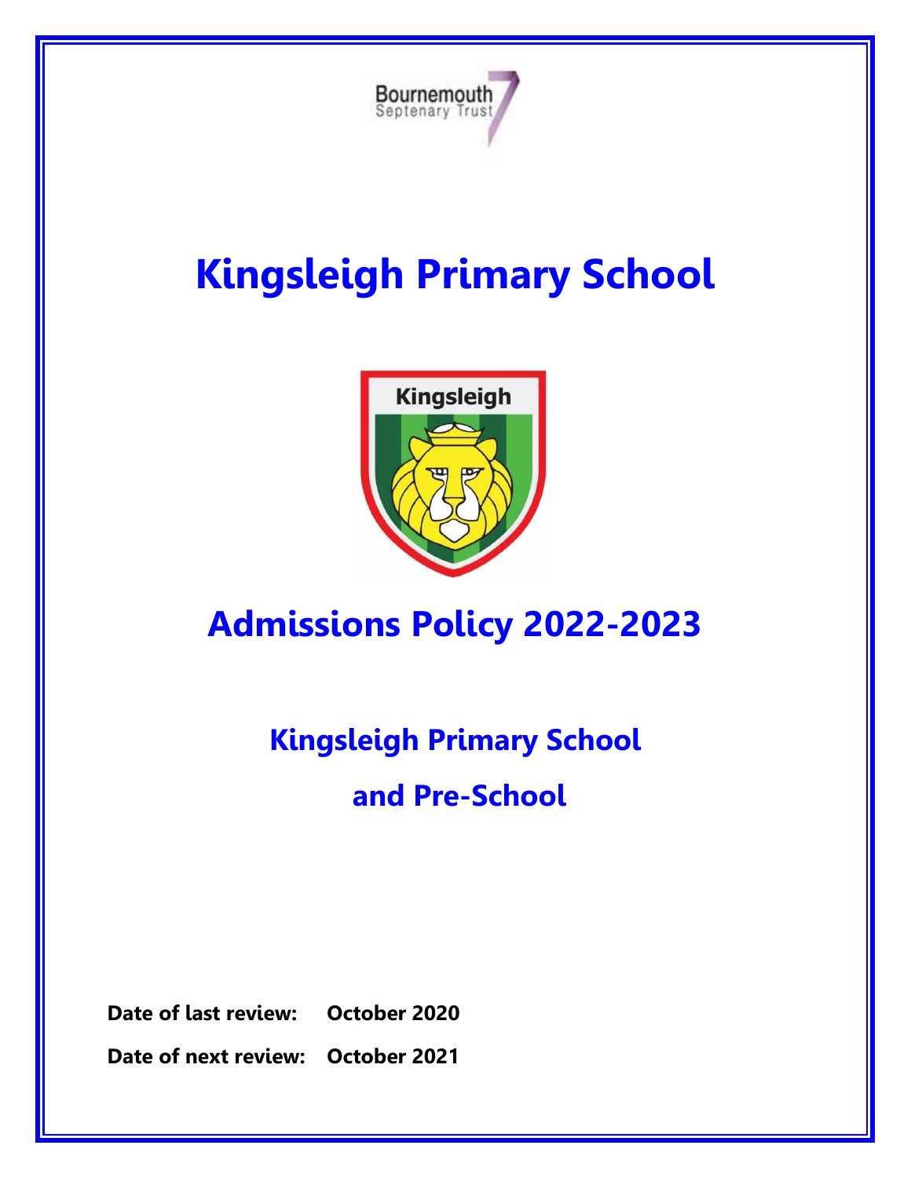Bournemouth Septenary Trust

# Kingsleigh Primary School

Kingsleigh

## Admissions Policy 2022-2023

### Kingsleigh Primary School

### and Pre-School

**Date of last review:** **October 2020**

**Date of next review:** **October 2021**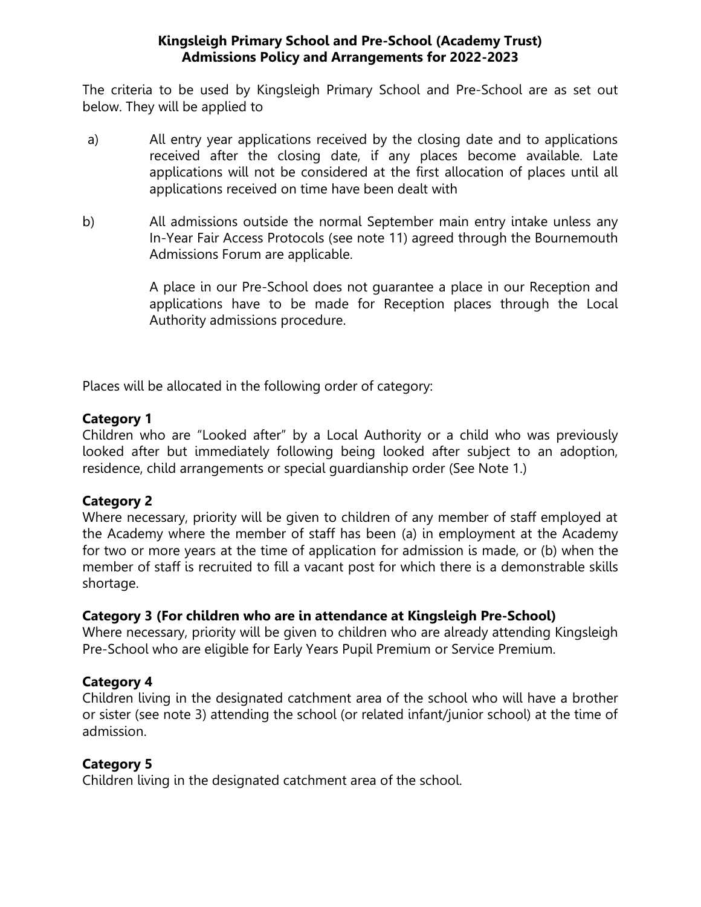**Kingsleigh Primary School and Pre-School (Academy Trust)**
**Admissions Policy and Arrangements for 2022-2023**

The criteria to be used by Kingsleigh Primary School and Pre-School are as set out below. They will be applied to

a) All entry year applications received by the closing date and to applications received after the closing date, if any places become available. Late applications will not be considered at the first allocation of places until all applications received on time have been dealt with

b) All admissions outside the normal September main entry intake unless any In-Year Fair Access Protocols (see note 11) agreed through the Bournemouth Admissions Forum are applicable.

A place in our Pre-School does not guarantee a place in our Reception and applications have to be made for Reception places through the Local Authority admissions procedure.

Places will be allocated in the following order of category:

**Category 1**
Children who are "Looked after" by a Local Authority or a child who was previously looked after but immediately following being looked after subject to an adoption, residence, child arrangements or special guardianship order (See Note 1.)

**Category 2**
Where necessary, priority will be given to children of any member of staff employed at the Academy where the member of staff has been (a) in employment at the Academy for two or more years at the time of application for admission is made, or (b) when the member of staff is recruited to fill a vacant post for which there is a demonstrable skills shortage.

**Category 3 (For children who are in attendance at Kingsleigh Pre-School)**
Where necessary, priority will be given to children who are already attending Kingsleigh Pre-School who are eligible for Early Years Pupil Premium or Service Premium.

**Category 4**
Children living in the designated catchment area of the school who will have a brother or sister (see note 3) attending the school (or related infant/junior school) at the time of admission.

**Category 5**
Children living in the designated catchment area of the school.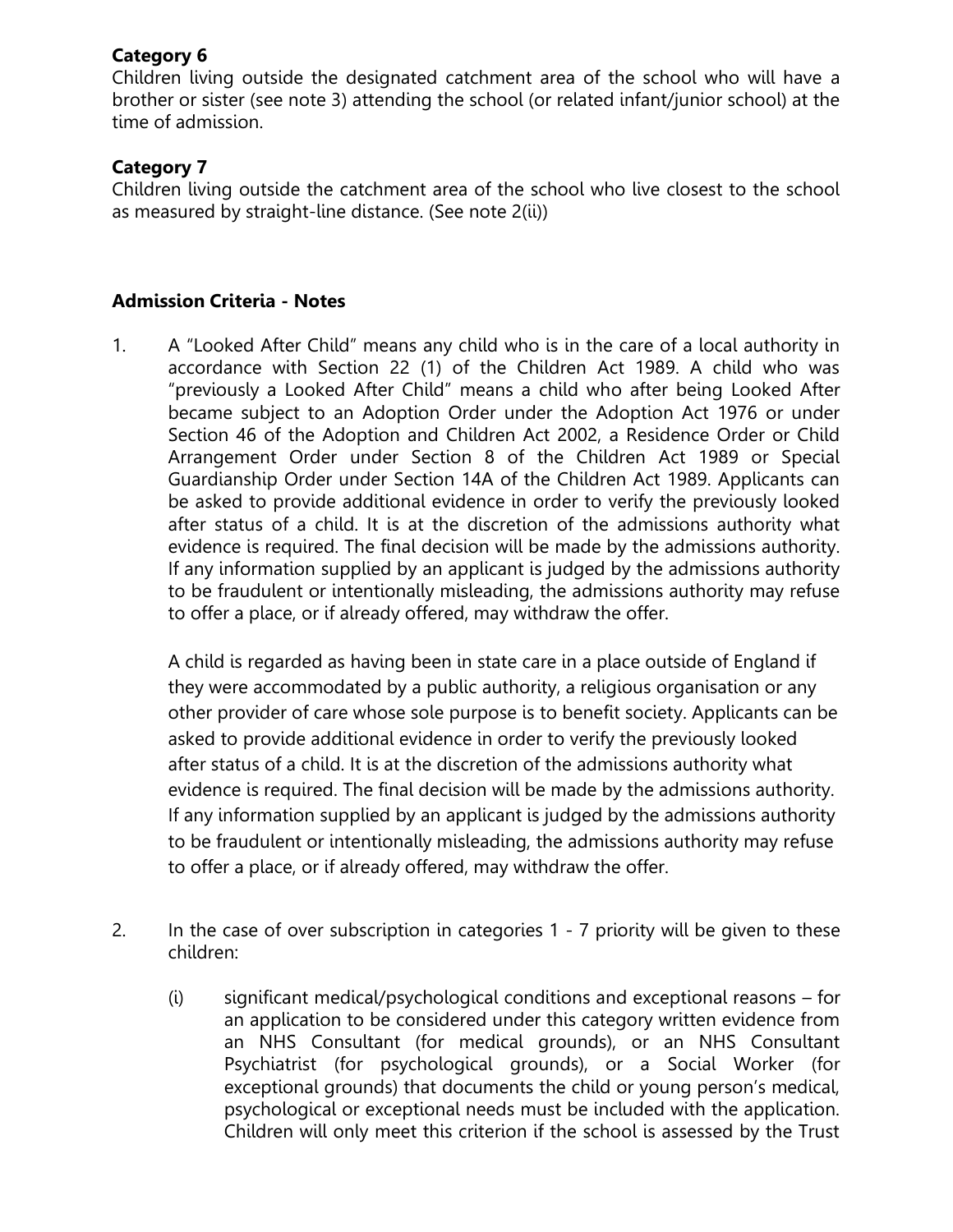**Category 6**

Children living outside the designated catchment area of the school who will have a brother or sister (see note 3) attending the school (or related infant/junior school) at the time of admission.

**Category 7**

Children living outside the catchment area of the school who live closest to the school as measured by straight-line distance. (See note 2(ii))

**Admission Criteria - Notes**

1. A "Looked After Child" means any child who is in the care of a local authority in accordance with Section 22 (1) of the Children Act 1989. A child who was "previously a Looked After Child" means a child who after being Looked After became subject to an Adoption Order under the Adoption Act 1976 or under Section 46 of the Adoption and Children Act 2002, a Residence Order or Child Arrangement Order under Section 8 of the Children Act 1989 or Special Guardianship Order under Section 14A of the Children Act 1989. Applicants can be asked to provide additional evidence in order to verify the previously looked after status of a child. It is at the discretion of the admissions authority what evidence is required. The final decision will be made by the admissions authority. If any information supplied by an applicant is judged by the admissions authority to be fraudulent or intentionally misleading, the admissions authority may refuse to offer a place, or if already offered, may withdraw the offer.

   A child is regarded as having been in state care in a place outside of England if they were accommodated by a public authority, a religious organisation or any other provider of care whose sole purpose is to benefit society. Applicants can be asked to provide additional evidence in order to verify the previously looked after status of a child. It is at the discretion of the admissions authority what evidence is required. The final decision will be made by the admissions authority. If any information supplied by an applicant is judged by the admissions authority to be fraudulent or intentionally misleading, the admissions authority may refuse to offer a place, or if already offered, may withdraw the offer.

2. In the case of over subscription in categories 1 - 7 priority will be given to these children:

   (i) significant medical/psychological conditions and exceptional reasons – for an application to be considered under this category written evidence from an NHS Consultant (for medical grounds), or an NHS Consultant Psychiatrist (for psychological grounds), or a Social Worker (for exceptional grounds) that documents the child or young person's medical, psychological or exceptional needs must be included with the application. Children will only meet this criterion if the school is assessed by the Trust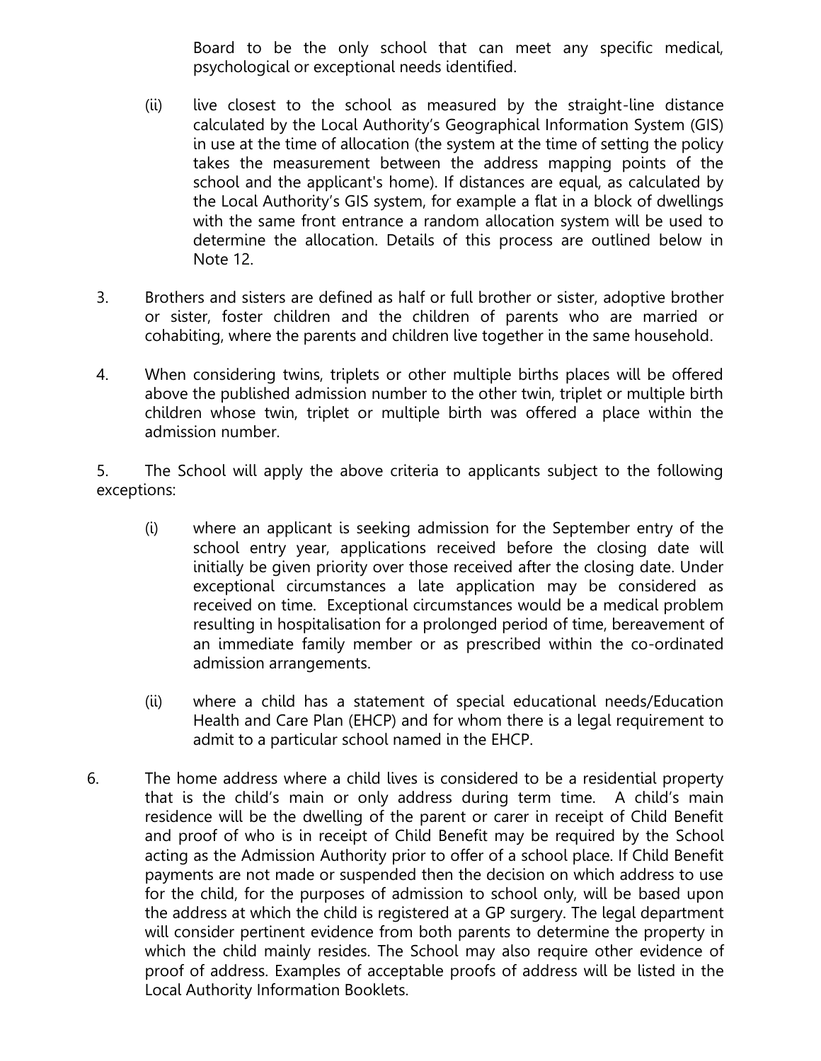Board to be the only school that can meet any specific medical, psychological or exceptional needs identified.

(ii) live closest to the school as measured by the straight-line distance calculated by the Local Authority's Geographical Information System (GIS) in use at the time of allocation (the system at the time of setting the policy takes the measurement between the address mapping points of the school and the applicant's home). If distances are equal, as calculated by the Local Authority's GIS system, for example a flat in a block of dwellings with the same front entrance a random allocation system will be used to determine the allocation. Details of this process are outlined below in Note 12.

3. Brothers and sisters are defined as half or full brother or sister, adoptive brother or sister, foster children and the children of parents who are married or cohabiting, where the parents and children live together in the same household.

4. When considering twins, triplets or other multiple births places will be offered above the published admission number to the other twin, triplet or multiple birth children whose twin, triplet or multiple birth was offered a place within the admission number.

5. The School will apply the above criteria to applicants subject to the following exceptions:

(i) where an applicant is seeking admission for the September entry of the school entry year, applications received before the closing date will initially be given priority over those received after the closing date. Under exceptional circumstances a late application may be considered as received on time. Exceptional circumstances would be a medical problem resulting in hospitalisation for a prolonged period of time, bereavement of an immediate family member or as prescribed within the co-ordinated admission arrangements.

(ii) where a child has a statement of special educational needs/Education Health and Care Plan (EHCP) and for whom there is a legal requirement to admit to a particular school named in the EHCP.

6. The home address where a child lives is considered to be a residential property that is the child's main or only address during term time. A child's main residence will be the dwelling of the parent or carer in receipt of Child Benefit and proof of who is in receipt of Child Benefit may be required by the School acting as the Admission Authority prior to offer of a school place. If Child Benefit payments are not made or suspended then the decision on which address to use for the child, for the purposes of admission to school only, will be based upon the address at which the child is registered at a GP surgery. The legal department will consider pertinent evidence from both parents to determine the property in which the child mainly resides. The School may also require other evidence of proof of address. Examples of acceptable proofs of address will be listed in the Local Authority Information Booklets.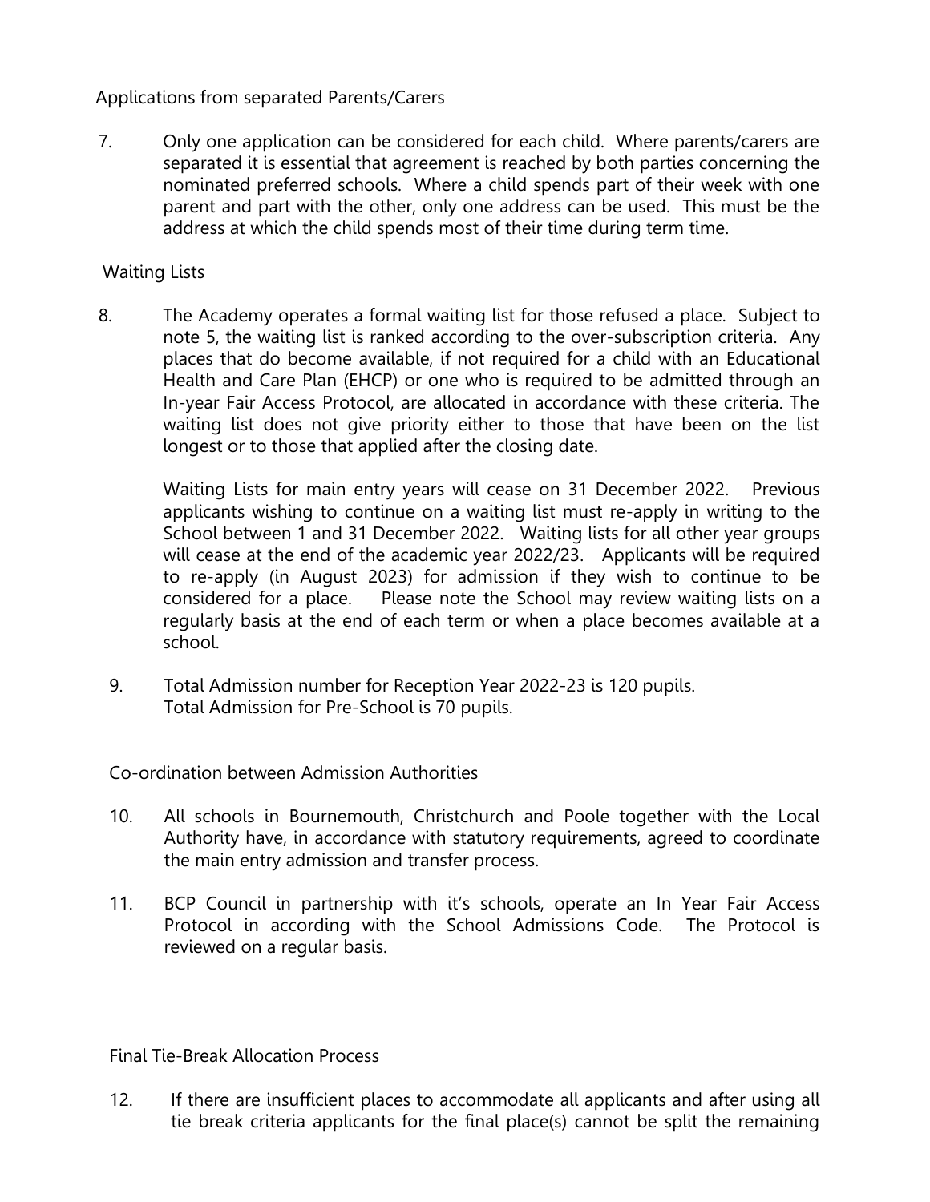Applications from separated Parents/Carers

7. Only one application can be considered for each child. Where parents/carers are separated it is essential that agreement is reached by both parties concerning the nominated preferred schools. Where a child spends part of their week with one parent and part with the other, only one address can be used. This must be the address at which the child spends most of their time during term time.

Waiting Lists

8. The Academy operates a formal waiting list for those refused a place. Subject to note 5, the waiting list is ranked according to the over-subscription criteria. Any places that do become available, if not required for a child with an Educational Health and Care Plan (EHCP) or one who is required to be admitted through an In-year Fair Access Protocol, are allocated in accordance with these criteria. The waiting list does not give priority either to those that have been on the list longest or to those that applied after the closing date.

   Waiting Lists for main entry years will cease on 31 December 2022. Previous applicants wishing to continue on a waiting list must re-apply in writing to the School between 1 and 31 December 2022. Waiting lists for all other year groups will cease at the end of the academic year 2022/23. Applicants will be required to re-apply (in August 2023) for admission if they wish to continue to be considered for a place. Please note the School may review waiting lists on a regularly basis at the end of each term or when a place becomes available at a school.

9. Total Admission number for Reception Year 2022-23 is 120 pupils.
   Total Admission for Pre-School is 70 pupils.

Co-ordination between Admission Authorities

10. All schools in Bournemouth, Christchurch and Poole together with the Local Authority have, in accordance with statutory requirements, agreed to coordinate the main entry admission and transfer process.

11. BCP Council in partnership with it's schools, operate an In Year Fair Access Protocol in according with the School Admissions Code. The Protocol is reviewed on a regular basis.

Final Tie-Break Allocation Process

12. If there are insufficient places to accommodate all applicants and after using all tie break criteria applicants for the final place(s) cannot be split the remaining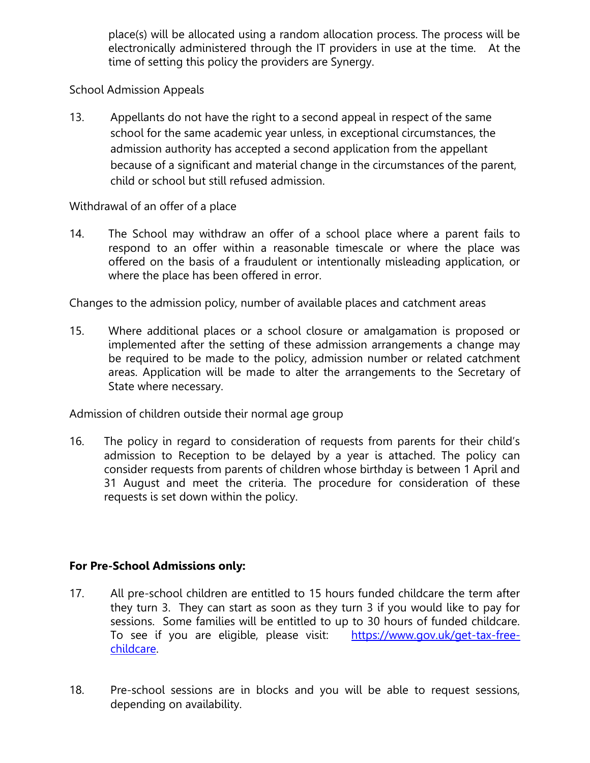place(s) will be allocated using a random allocation process. The process will be electronically administered through the IT providers in use at the time. At the time of setting this policy the providers are Synergy.

School Admission Appeals

13. Appellants do not have the right to a second appeal in respect of the same school for the same academic year unless, in exceptional circumstances, the admission authority has accepted a second application from the appellant because of a significant and material change in the circumstances of the parent, child or school but still refused admission.

Withdrawal of an offer of a place

14. The School may withdraw an offer of a school place where a parent fails to respond to an offer within a reasonable timescale or where the place was offered on the basis of a fraudulent or intentionally misleading application, or where the place has been offered in error.

Changes to the admission policy, number of available places and catchment areas

15. Where additional places or a school closure or amalgamation is proposed or implemented after the setting of these admission arrangements a change may be required to be made to the policy, admission number or related catchment areas. Application will be made to alter the arrangements to the Secretary of State where necessary.

Admission of children outside their normal age group

16. The policy in regard to consideration of requests from parents for their child's admission to Reception to be delayed by a year is attached. The policy can consider requests from parents of children whose birthday is between 1 April and 31 August and meet the criteria. The procedure for consideration of these requests is set down within the policy.

**For Pre-School Admissions only:**

17. All pre-school children are entitled to 15 hours funded childcare the term after they turn 3. They can start as soon as they turn 3 if you would like to pay for sessions. Some families will be entitled to up to 30 hours of funded childcare. To see if you are eligible, please visit: [https://www.gov.uk/get-tax-free-childcare](https://www.gov.uk/get-tax-free-childcare).

18. Pre-school sessions are in blocks and you will be able to request sessions, depending on availability.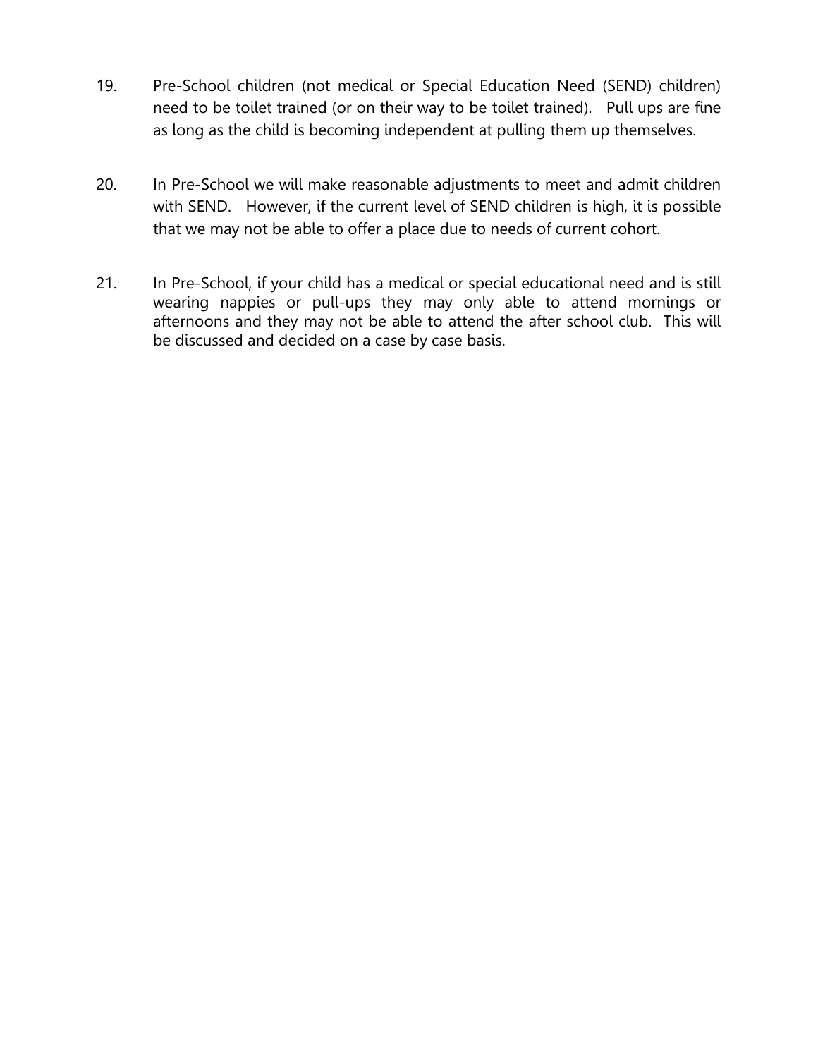19. Pre-School children (not medical or Special Education Need (SEND) children) need to be toilet trained (or on their way to be toilet trained). Pull ups are fine as long as the child is becoming independent at pulling them up themselves.

20. In Pre-School we will make reasonable adjustments to meet and admit children with SEND. However, if the current level of SEND children is high, it is possible that we may not be able to offer a place due to needs of current cohort.

21. In Pre-School, if your child has a medical or special educational need and is still wearing nappies or pull-ups they may only able to attend mornings or afternoons and they may not be able to attend the after school club. This will be discussed and decided on a case by case basis.